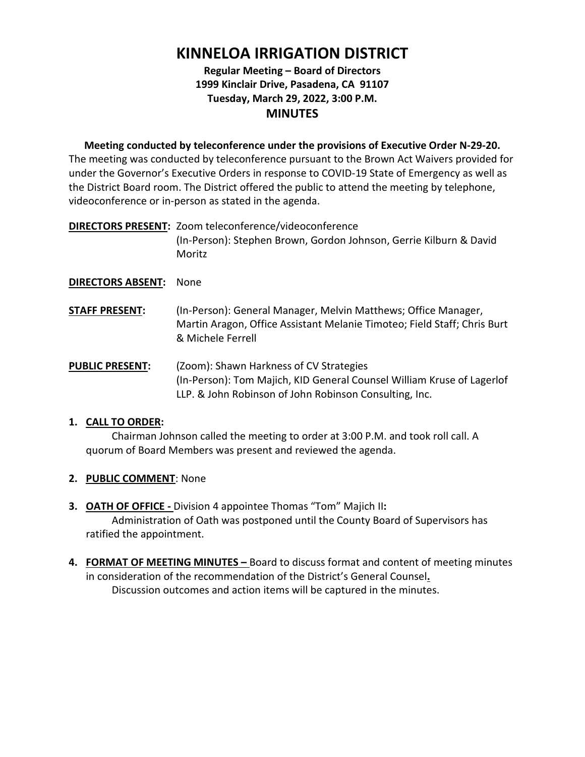# KINNELOA IRRIGATION DISTRICT

**Regular Meeting – Board of Directors**
**1999 Kinclair Drive, Pasadena, CA 91107**
**Tuesday, March 29, 2022, 3:00 P.M.**

## MINUTES

**Meeting conducted by teleconference under the provisions of Executive Order N-29-20.**
The meeting was conducted by teleconference pursuant to the Brown Act Waivers provided for under the Governor's Executive Orders in response to COVID-19 State of Emergency as well as the District Board room. The District offered the public to attend the meeting by telephone, videoconference or in-person as stated in the agenda.

**DIRECTORS PRESENT:** Zoom teleconference/videoconference
(In-Person): Stephen Brown, Gordon Johnson, Gerrie Kilburn & David Moritz

**DIRECTORS ABSENT:** None

**STAFF PRESENT:** (In-Person): General Manager, Melvin Matthews; Office Manager, Martin Aragon, Office Assistant Melanie Timoteo; Field Staff; Chris Burt & Michele Ferrell

**PUBLIC PRESENT:** (Zoom): Shawn Harkness of CV Strategies
(In-Person): Tom Majich, KID General Counsel William Kruse of Lagerlof LLP. & John Robinson of John Robinson Consulting, Inc.

1. **CALL TO ORDER:**
   Chairman Johnson called the meeting to order at 3:00 P.M. and took roll call. A quorum of Board Members was present and reviewed the agenda.

2. **PUBLIC COMMENT**: None

3. **OATH OF OFFICE -** Division 4 appointee Thomas "Tom" Majich II**:**
   Administration of Oath was postponed until the County Board of Supervisors has ratified the appointment.

4. **FORMAT OF MEETING MINUTES –** Board to discuss format and content of meeting minutes in consideration of the recommendation of the District's General Counsel**.**
   Discussion outcomes and action items will be captured in the minutes.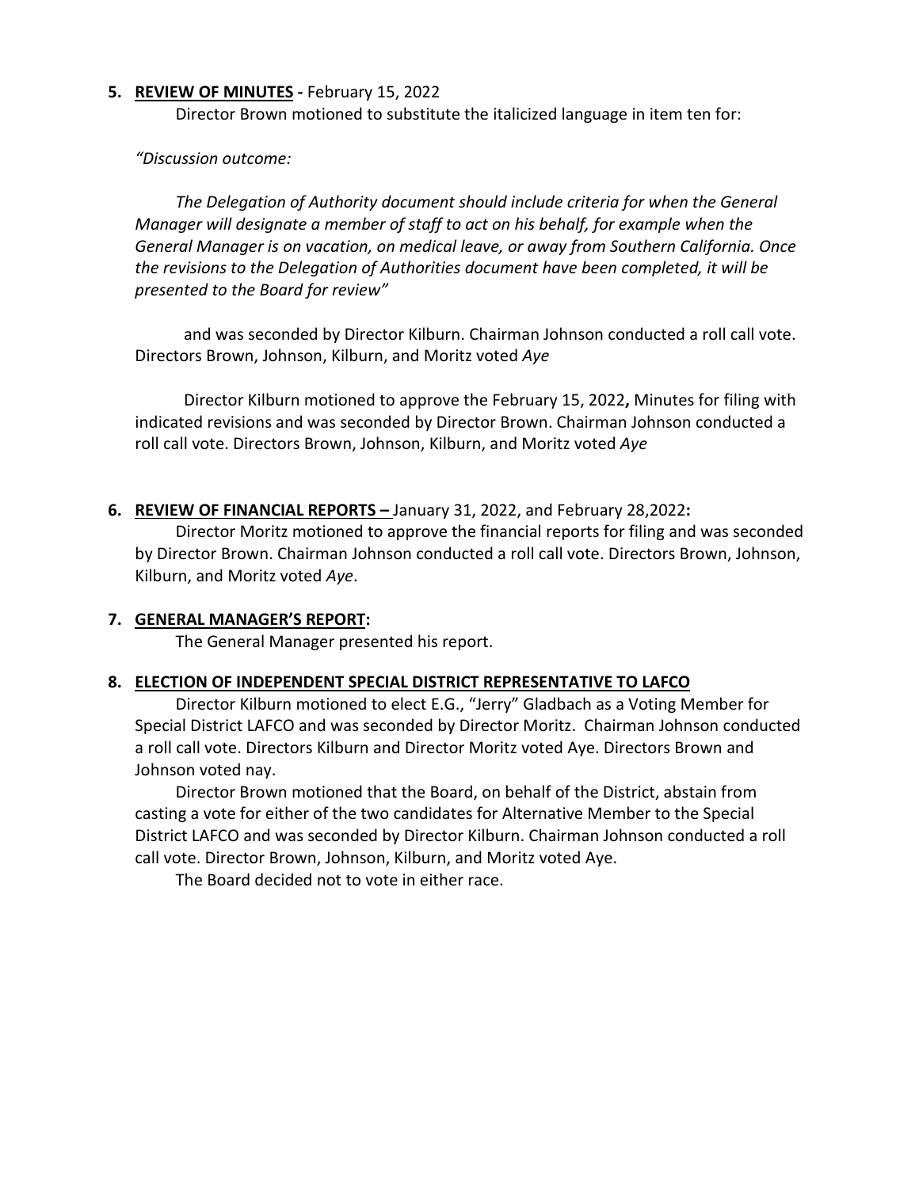**5. <u>REVIEW OF MINUTES</u> -** February 15, 2022

Director Brown motioned to substitute the italicized language in item ten for:

*"Discussion outcome:*

*The Delegation of Authority document should include criteria for when the General Manager will designate a member of staff to act on his behalf, for example when the General Manager is on vacation, on medical leave, or away from Southern California. Once the revisions to the Delegation of Authorities document have been completed, it will be presented to the Board for review"*

and was seconded by Director Kilburn. Chairman Johnson conducted a roll call vote. Directors Brown, Johnson, Kilburn, and Moritz voted *Aye*

Director Kilburn motioned to approve the February 15, 2022**,** Minutes for filing with indicated revisions and was seconded by Director Brown. Chairman Johnson conducted a roll call vote. Directors Brown, Johnson, Kilburn, and Moritz voted *Aye*

**6. <u>REVIEW OF FINANCIAL REPORTS –</u>** January 31, 2022, and February 28,2022**:**

Director Moritz motioned to approve the financial reports for filing and was seconded by Director Brown. Chairman Johnson conducted a roll call vote. Directors Brown, Johnson, Kilburn, and Moritz voted *Aye*.

**7. <u>GENERAL MANAGER'S REPORT</u>:**

The General Manager presented his report.

**8. <u>ELECTION OF INDEPENDENT SPECIAL DISTRICT REPRESENTATIVE TO LAFCO</u>**

Director Kilburn motioned to elect E.G., "Jerry" Gladbach as a Voting Member for Special District LAFCO and was seconded by Director Moritz. Chairman Johnson conducted a roll call vote. Directors Kilburn and Director Moritz voted Aye. Directors Brown and Johnson voted nay.

Director Brown motioned that the Board, on behalf of the District, abstain from casting a vote for either of the two candidates for Alternative Member to the Special District LAFCO and was seconded by Director Kilburn. Chairman Johnson conducted a roll call vote. Director Brown, Johnson, Kilburn, and Moritz voted Aye.

The Board decided not to vote in either race.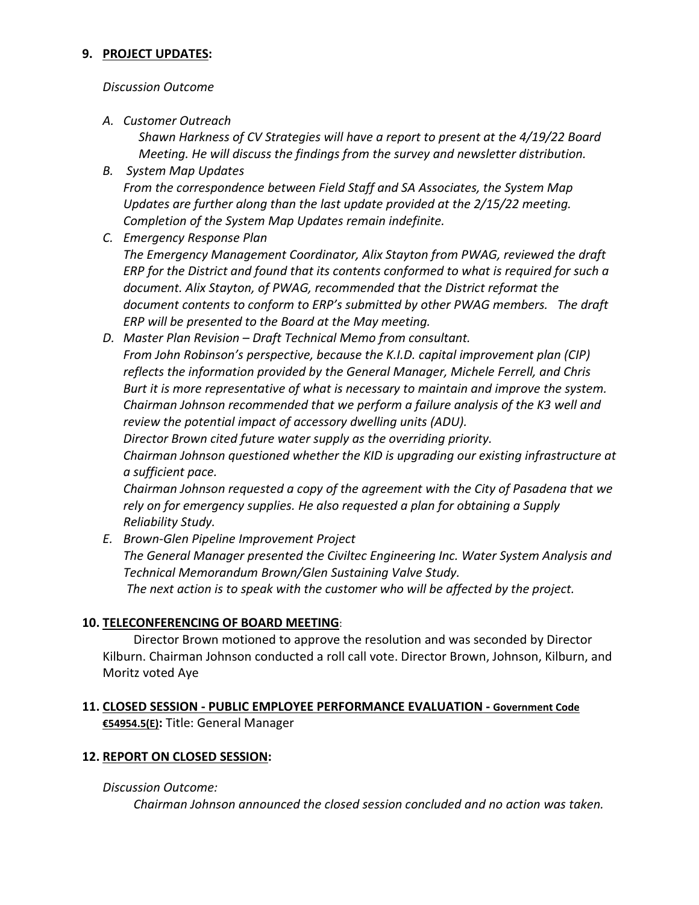## 9. **PROJECT UPDATES:**

*Discussion Outcome*

*A. Customer Outreach*

*Shawn Harkness of CV Strategies will have a report to present at the 4/19/22 Board Meeting. He will discuss the findings from the survey and newsletter distribution.*

*B. System Map Updates*

*From the correspondence between Field Staff and SA Associates, the System Map Updates are further along than the last update provided at the 2/15/22 meeting. Completion of the System Map Updates remain indefinite.*

*C. Emergency Response Plan*

*The Emergency Management Coordinator, Alix Stayton from PWAG, reviewed the draft ERP for the District and found that its contents conformed to what is required for such a document. Alix Stayton, of PWAG, recommended that the District reformat the document contents to conform to ERP's submitted by other PWAG members. The draft ERP will be presented to the Board at the May meeting.*

*D. Master Plan Revision – Draft Technical Memo from consultant.*

*From John Robinson's perspective, because the K.I.D. capital improvement plan (CIP) reflects the information provided by the General Manager, Michele Ferrell, and Chris Burt it is more representative of what is necessary to maintain and improve the system. Chairman Johnson recommended that we perform a failure analysis of the K3 well and review the potential impact of accessory dwelling units (ADU).*

*Director Brown cited future water supply as the overriding priority.*

*Chairman Johnson questioned whether the KID is upgrading our existing infrastructure at a sufficient pace.*

*Chairman Johnson requested a copy of the agreement with the City of Pasadena that we rely on for emergency supplies. He also requested a plan for obtaining a Supply Reliability Study.*

*E. Brown-Glen Pipeline Improvement Project*

*The General Manager presented the Civiltec Engineering Inc. Water System Analysis and Technical Memorandum Brown/Glen Sustaining Valve Study.*

*The next action is to speak with the customer who will be affected by the project.*

## 10. **TELECONFERENCING OF BOARD MEETING**:

Director Brown motioned to approve the resolution and was seconded by Director Kilburn. Chairman Johnson conducted a roll call vote. Director Brown, Johnson, Kilburn, and Moritz voted Aye

## 11. **CLOSED SESSION - PUBLIC EMPLOYEE PERFORMANCE EVALUATION - Government Code €54954.5(E):** Title: General Manager

## 12. **REPORT ON CLOSED SESSION:**

*Discussion Outcome:*

*Chairman Johnson announced the closed session concluded and no action was taken.*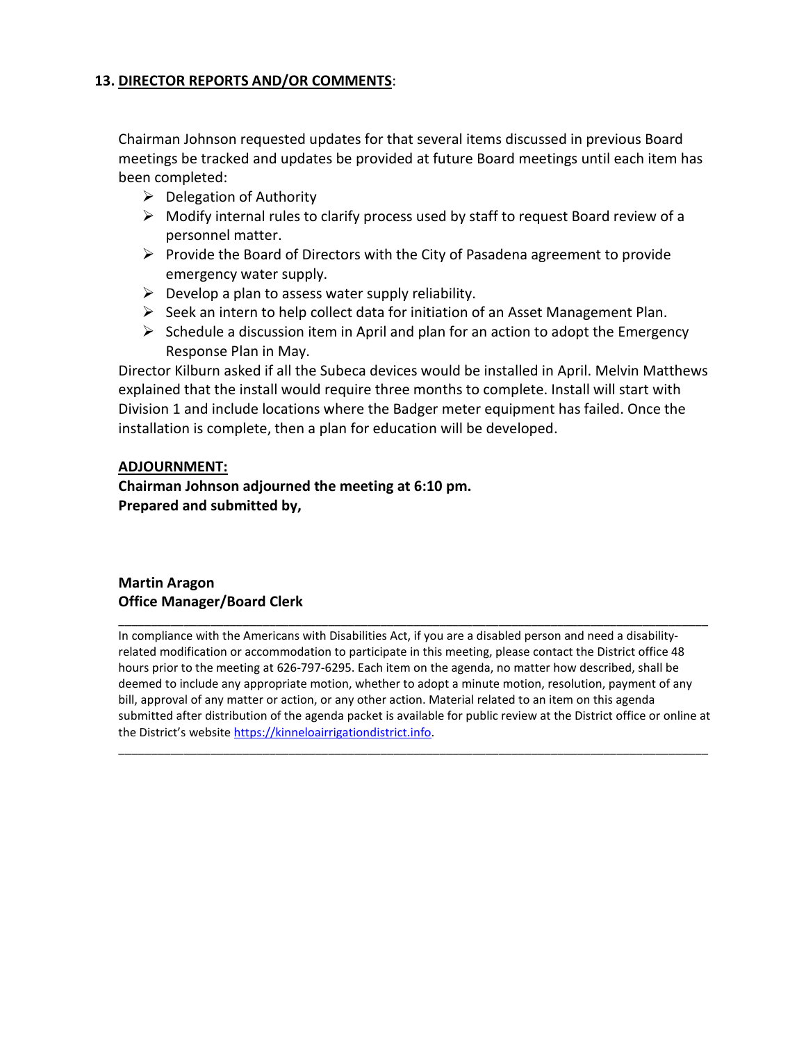**13. <u>DIRECTOR REPORTS AND/OR COMMENTS</u>:**

Chairman Johnson requested updates for that several items discussed in previous Board meetings be tracked and updates be provided at future Board meetings until each item has been completed:

- Delegation of Authority
- Modify internal rules to clarify process used by staff to request Board review of a personnel matter.
- Provide the Board of Directors with the City of Pasadena agreement to provide emergency water supply.
- Develop a plan to assess water supply reliability.
- Seek an intern to help collect data for initiation of an Asset Management Plan.
- Schedule a discussion item in April and plan for an action to adopt the Emergency Response Plan in May.

Director Kilburn asked if all the Subeca devices would be installed in April. Melvin Matthews explained that the install would require three months to complete. Install will start with Division 1 and include locations where the Badger meter equipment has failed. Once the installation is complete, then a plan for education will be developed.

**<u>ADJOURNMENT:</u>**

**Chairman Johnson adjourned the meeting at 6:10 pm.**
**Prepared and submitted by,**

**Martin Aragon**
**Office Manager/Board Clerk**

---

In compliance with the Americans with Disabilities Act, if you are a disabled person and need a disability-related modification or accommodation to participate in this meeting, please contact the District office 48 hours prior to the meeting at 626-797-6295. Each item on the agenda, no matter how described, shall be deemed to include any appropriate motion, whether to adopt a minute motion, resolution, payment of any bill, approval of any matter or action, or any other action. Material related to an item on this agenda submitted after distribution of the agenda packet is available for public review at the District office or online at the District's website https://kinneloairrigationdistrict.info.

---